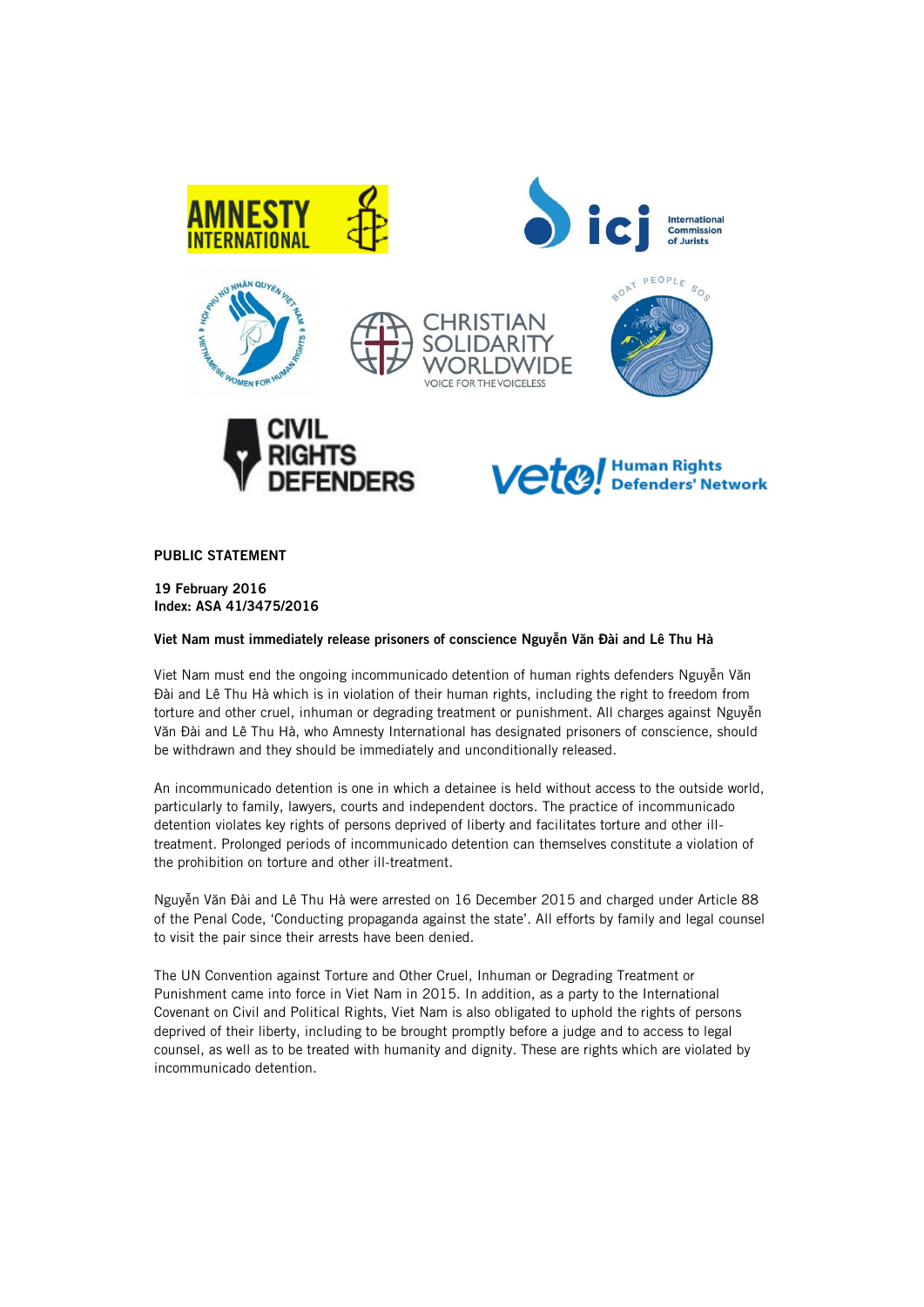**PUBLIC STATEMENT**

**19 February 2016**
**Index: ASA 41/3475/2016**

**Viet Nam must immediately release prisoners of conscience Nguyễn Văn Đài and Lê Thu Hà**

Viet Nam must end the ongoing incommunicado detention of human rights defenders Nguyễn Văn Đài and Lê Thu Hà which is in violation of their human rights, including the right to freedom from torture and other cruel, inhuman or degrading treatment or punishment. All charges against Nguyễn Văn Đài and Lê Thu Hà, who Amnesty International has designated prisoners of conscience, should be withdrawn and they should be immediately and unconditionally released.

An incommunicado detention is one in which a detainee is held without access to the outside world, particularly to family, lawyers, courts and independent doctors. The practice of incommunicado detention violates key rights of persons deprived of liberty and facilitates torture and other ill-treatment. Prolonged periods of incommunicado detention can themselves constitute a violation of the prohibition on torture and other ill-treatment.

Nguyễn Văn Đài and Lê Thu Hà were arrested on 16 December 2015 and charged under Article 88 of the Penal Code, 'Conducting propaganda against the state'. All efforts by family and legal counsel to visit the pair since their arrests have been denied.

The UN Convention against Torture and Other Cruel, Inhuman or Degrading Treatment or Punishment came into force in Viet Nam in 2015. In addition, as a party to the International Covenant on Civil and Political Rights, Viet Nam is also obligated to uphold the rights of persons deprived of their liberty, including to be brought promptly before a judge and to access to legal counsel, as well as to be treated with humanity and dignity. These are rights which are violated by incommunicado detention.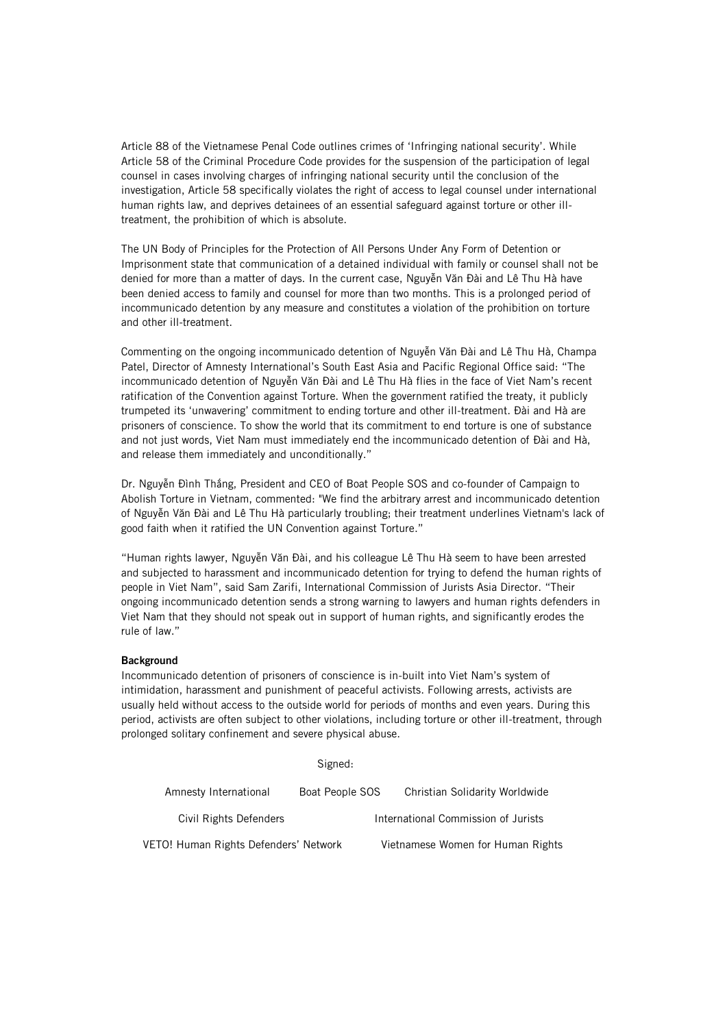Article 88 of the Vietnamese Penal Code outlines crimes of 'Infringing national security'. While Article 58 of the Criminal Procedure Code provides for the suspension of the participation of legal counsel in cases involving charges of infringing national security until the conclusion of the investigation, Article 58 specifically violates the right of access to legal counsel under international human rights law, and deprives detainees of an essential safeguard against torture or other ill-treatment, the prohibition of which is absolute.

The UN Body of Principles for the Protection of All Persons Under Any Form of Detention or Imprisonment state that communication of a detained individual with family or counsel shall not be denied for more than a matter of days. In the current case, Nguyễn Văn Đài and Lê Thu Hà have been denied access to family and counsel for more than two months. This is a prolonged period of incommunicado detention by any measure and constitutes a violation of the prohibition on torture and other ill-treatment.

Commenting on the ongoing incommunicado detention of Nguyễn Văn Đài and Lê Thu Hà, Champa Patel, Director of Amnesty International's South East Asia and Pacific Regional Office said: "The incommunicado detention of Nguyễn Văn Đài and Lê Thu Hà flies in the face of Viet Nam's recent ratification of the Convention against Torture. When the government ratified the treaty, it publicly trumpeted its 'unwavering' commitment to ending torture and other ill-treatment. Đài and Hà are prisoners of conscience. To show the world that its commitment to end torture is one of substance and not just words, Viet Nam must immediately end the incommunicado detention of Đài and Hà, and release them immediately and unconditionally."

Dr. Nguyễn Đình Thắng, President and CEO of Boat People SOS and co-founder of Campaign to Abolish Torture in Vietnam, commented: "We find the arbitrary arrest and incommunicado detention of Nguyễn Văn Đài and Lê Thu Hà particularly troubling; their treatment underlines Vietnam's lack of good faith when it ratified the UN Convention against Torture."

"Human rights lawyer, Nguyễn Văn Đài, and his colleague Lê Thu Hà seem to have been arrested and subjected to harassment and incommunicado detention for trying to defend the human rights of people in Viet Nam", said Sam Zarifi, International Commission of Jurists Asia Director. "Their ongoing incommunicado detention sends a strong warning to lawyers and human rights defenders in Viet Nam that they should not speak out in support of human rights, and significantly erodes the rule of law."

**Background**

Incommunicado detention of prisoners of conscience is in-built into Viet Nam's system of intimidation, harassment and punishment of peaceful activists. Following arrests, activists are usually held without access to the outside world for periods of months and even years. During this period, activists are often subject to other violations, including torture or other ill-treatment, through prolonged solitary confinement and severe physical abuse.

Signed:

Amnesty International
Boat People SOS
Christian Solidarity Worldwide
Civil Rights Defenders
International Commission of Jurists
VETO! Human Rights Defenders' Network
Vietnamese Women for Human Rights